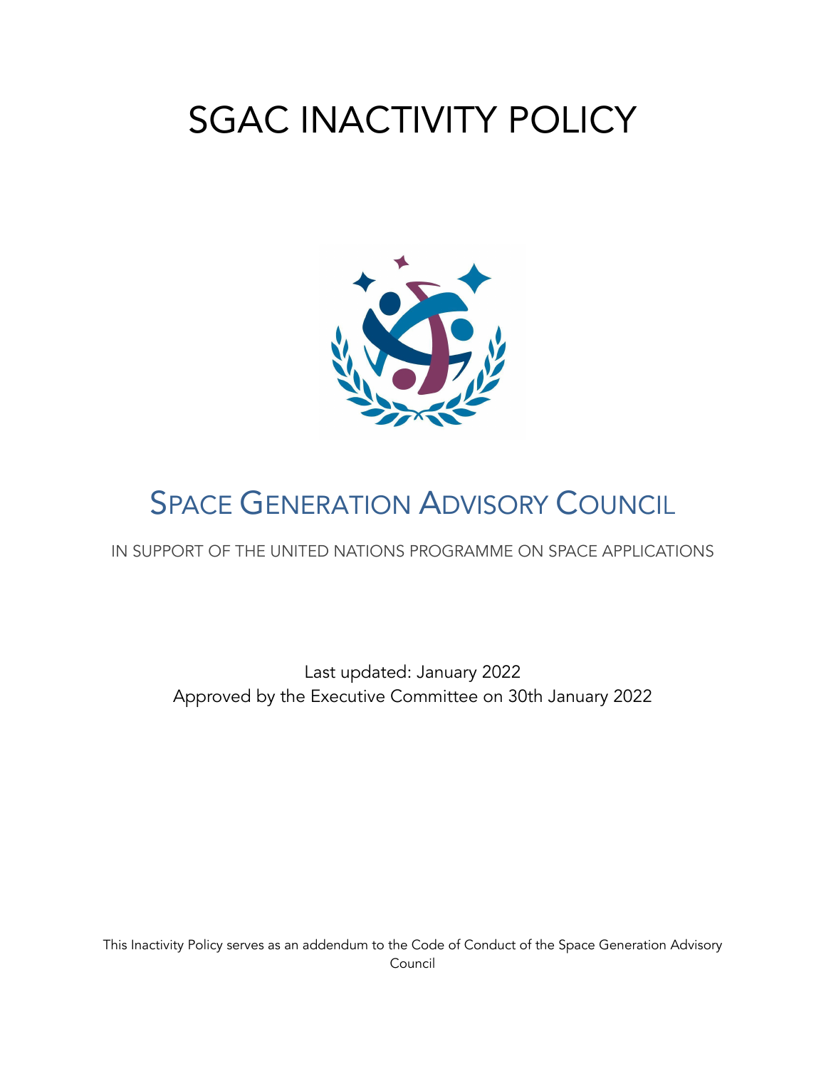# SGAC INACTIVITY POLICY

## SPACE GENERATION ADVISORY COUNCIL

IN SUPPORT OF THE UNITED NATIONS PROGRAMME ON SPACE APPLICATIONS

Last updated: January 2022
Approved by the Executive Committee on 30th January 2022

This Inactivity Policy serves as an addendum to the Code of Conduct of the Space Generation Advisory Council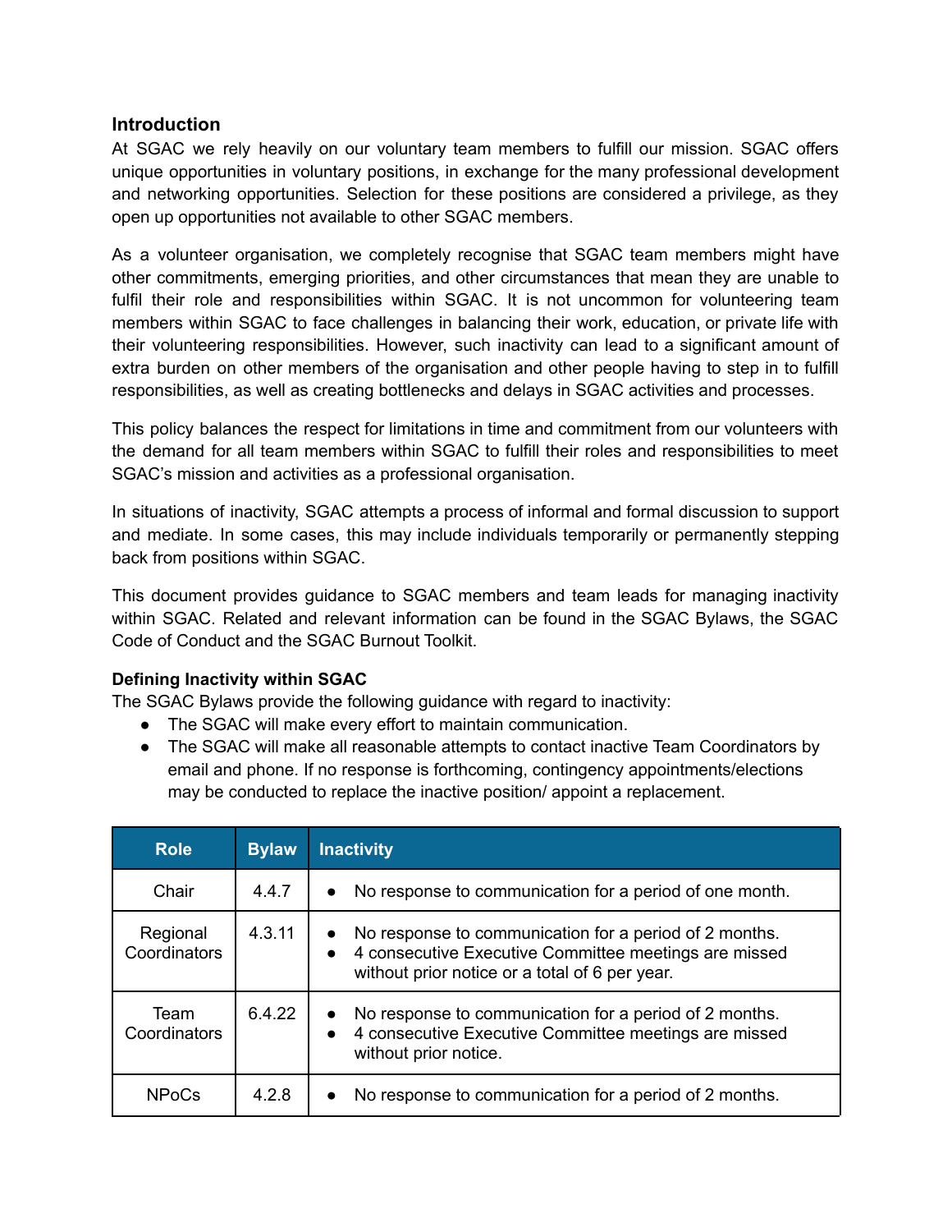## Introduction

At SGAC we rely heavily on our voluntary team members to fulfill our mission. SGAC offers unique opportunities in voluntary positions, in exchange for the many professional development and networking opportunities. Selection for these positions are considered a privilege, as they open up opportunities not available to other SGAC members.

As a volunteer organisation, we completely recognise that SGAC team members might have other commitments, emerging priorities, and other circumstances that mean they are unable to fulfil their role and responsibilities within SGAC. It is not uncommon for volunteering team members within SGAC to face challenges in balancing their work, education, or private life with their volunteering responsibilities. However, such inactivity can lead to a significant amount of extra burden on other members of the organisation and other people having to step in to fulfill responsibilities, as well as creating bottlenecks and delays in SGAC activities and processes.

This policy balances the respect for limitations in time and commitment from our volunteers with the demand for all team members within SGAC to fulfill their roles and responsibilities to meet SGAC's mission and activities as a professional organisation.

In situations of inactivity, SGAC attempts a process of informal and formal discussion to support and mediate. In some cases, this may include individuals temporarily or permanently stepping back from positions within SGAC.

This document provides guidance to SGAC members and team leads for managing inactivity within SGAC. Related and relevant information can be found in the SGAC Bylaws, the SGAC Code of Conduct and the SGAC Burnout Toolkit.

### Defining Inactivity within SGAC

The SGAC Bylaws provide the following guidance with regard to inactivity:

- The SGAC will make every effort to maintain communication.
- The SGAC will make all reasonable attempts to contact inactive Team Coordinators by email and phone. If no response is forthcoming, contingency appointments/elections may be conducted to replace the inactive position/ appoint a replacement.

| Role | Bylaw | Inactivity |
|---|---|---|
| Chair | 4.4.7 | • No response to communication for a period of one month. |
| Regional Coordinators | 4.3.11 | • No response to communication for a period of 2 months.<br>• 4 consecutive Executive Committee meetings are missed without prior notice or a total of 6 per year. |
| Team Coordinators | 6.4.22 | • No response to communication for a period of 2 months.<br>• 4 consecutive Executive Committee meetings are missed without prior notice. |
| NPoCs | 4.2.8 | • No response to communication for a period of 2 months. |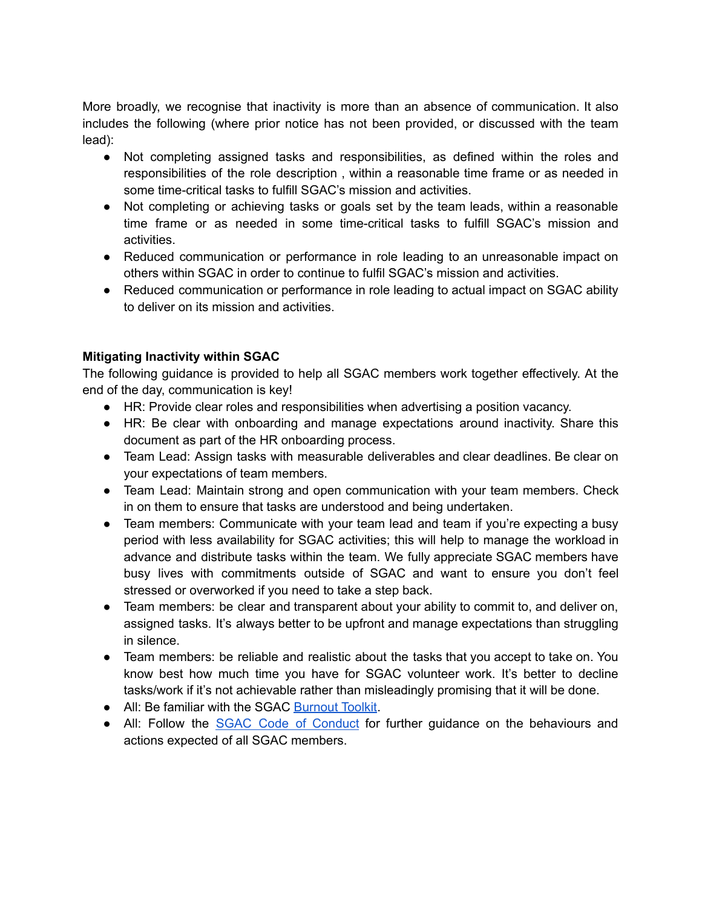More broadly, we recognise that inactivity is more than an absence of communication. It also includes the following (where prior notice has not been provided, or discussed with the team lead):

- Not completing assigned tasks and responsibilities, as defined within the roles and responsibilities of the role description , within a reasonable time frame or as needed in some time-critical tasks to fulfill SGAC's mission and activities.
- Not completing or achieving tasks or goals set by the team leads, within a reasonable time frame or as needed in some time-critical tasks to fulfill SGAC's mission and activities.
- Reduced communication or performance in role leading to an unreasonable impact on others within SGAC in order to continue to fulfil SGAC's mission and activities.
- Reduced communication or performance in role leading to actual impact on SGAC ability to deliver on its mission and activities.

**Mitigating Inactivity within SGAC**

The following guidance is provided to help all SGAC members work together effectively. At the end of the day, communication is key!

- HR: Provide clear roles and responsibilities when advertising a position vacancy.
- HR: Be clear with onboarding and manage expectations around inactivity. Share this document as part of the HR onboarding process.
- Team Lead: Assign tasks with measurable deliverables and clear deadlines. Be clear on your expectations of team members.
- Team Lead: Maintain strong and open communication with your team members. Check in on them to ensure that tasks are understood and being undertaken.
- Team members: Communicate with your team lead and team if you're expecting a busy period with less availability for SGAC activities; this will help to manage the workload in advance and distribute tasks within the team. We fully appreciate SGAC members have busy lives with commitments outside of SGAC and want to ensure you don't feel stressed or overworked if you need to take a step back.
- Team members: be clear and transparent about your ability to commit to, and deliver on, assigned tasks. It's always better to be upfront and manage expectations than struggling in silence.
- Team members: be reliable and realistic about the tasks that you accept to take on. You know best how much time you have for SGAC volunteer work. It's better to decline tasks/work if it's not achievable rather than misleadingly promising that it will be done.
- All: Be familiar with the SGAC Burnout Toolkit.
- All: Follow the SGAC Code of Conduct for further guidance on the behaviours and actions expected of all SGAC members.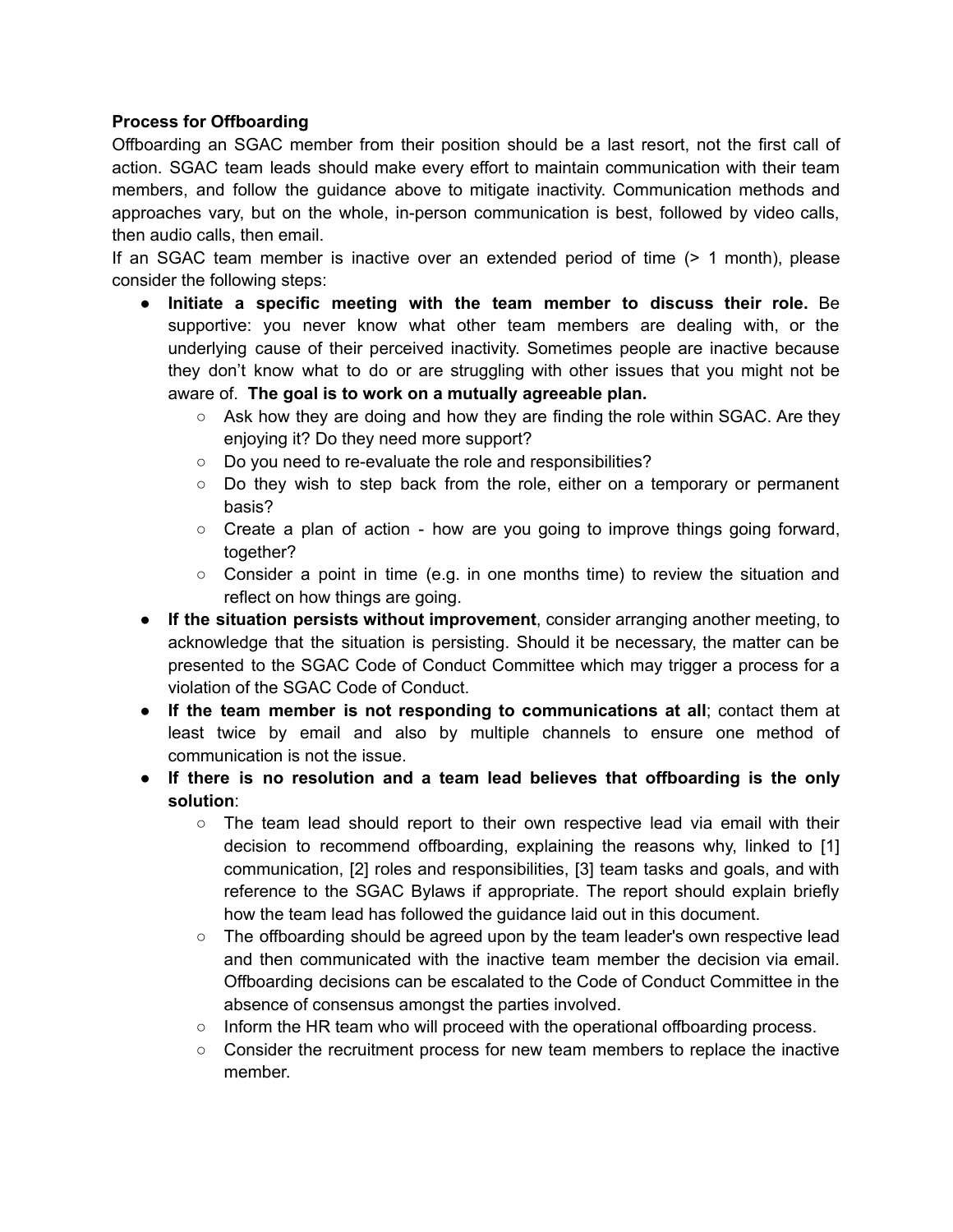**Process for Offboarding**

Offboarding an SGAC member from their position should be a last resort, not the first call of action. SGAC team leads should make every effort to maintain communication with their team members, and follow the guidance above to mitigate inactivity. Communication methods and approaches vary, but on the whole, in-person communication is best, followed by video calls, then audio calls, then email.

If an SGAC team member is inactive over an extended period of time (> 1 month), please consider the following steps:

- **Initiate a specific meeting with the team member to discuss their role.** Be supportive: you never know what other team members are dealing with, or the underlying cause of their perceived inactivity. Sometimes people are inactive because they don't know what to do or are struggling with other issues that you might not be aware of. **The goal is to work on a mutually agreeable plan.**
  - Ask how they are doing and how they are finding the role within SGAC. Are they enjoying it? Do they need more support?
  - Do you need to re-evaluate the role and responsibilities?
  - Do they wish to step back from the role, either on a temporary or permanent basis?
  - Create a plan of action - how are you going to improve things going forward, together?
  - Consider a point in time (e.g. in one months time) to review the situation and reflect on how things are going.
- **If the situation persists without improvement**, consider arranging another meeting, to acknowledge that the situation is persisting. Should it be necessary, the matter can be presented to the SGAC Code of Conduct Committee which may trigger a process for a violation of the SGAC Code of Conduct.
- **If the team member is not responding to communications at all**; contact them at least twice by email and also by multiple channels to ensure one method of communication is not the issue.
- **If there is no resolution and a team lead believes that offboarding is the only solution**:
  - The team lead should report to their own respective lead via email with their decision to recommend offboarding, explaining the reasons why, linked to [1] communication, [2] roles and responsibilities, [3] team tasks and goals, and with reference to the SGAC Bylaws if appropriate. The report should explain briefly how the team lead has followed the guidance laid out in this document.
  - The offboarding should be agreed upon by the team leader's own respective lead and then communicated with the inactive team member the decision via email. Offboarding decisions can be escalated to the Code of Conduct Committee in the absence of consensus amongst the parties involved.
  - Inform the HR team who will proceed with the operational offboarding process.
  - Consider the recruitment process for new team members to replace the inactive member.